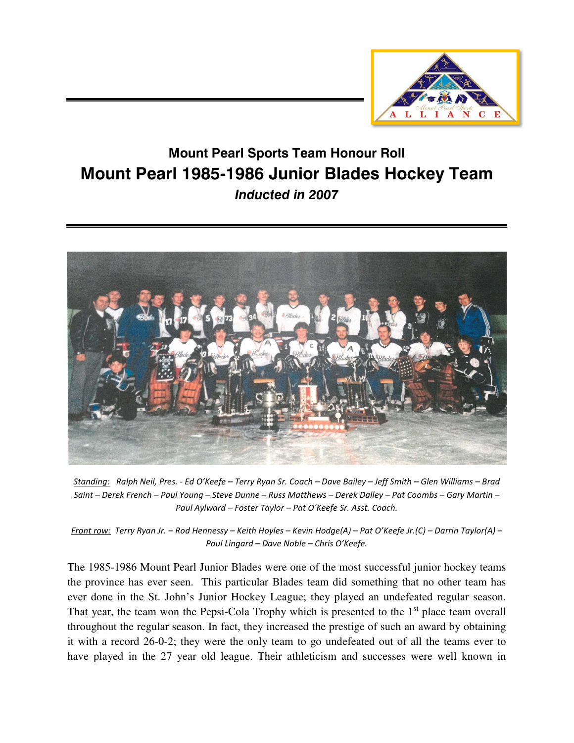## Mount Pearl Sports Team Honour Roll

# Mount Pearl 1985-1986 Junior Blades Hockey Team

***Inducted in 2007***

*Standing:* *Ralph Neil, Pres. - Ed O'Keefe – Terry Ryan Sr. Coach – Dave Bailey – Jeff Smith – Glen Williams – Brad Saint – Derek French – Paul Young – Steve Dunne – Russ Matthews – Derek Dalley – Pat Coombs – Gary Martin – Paul Aylward – Foster Taylor – Pat O'Keefe Sr. Asst. Coach.*

*Front row:* *Terry Ryan Jr. – Rod Hennessy – Keith Hoyles – Kevin Hodge(A) – Pat O'Keefe Jr.(C) – Darrin Taylor(A) – Paul Lingard – Dave Noble – Chris O'Keefe.*

The 1985-1986 Mount Pearl Junior Blades were one of the most successful junior hockey teams the province has ever seen. This particular Blades team did something that no other team has ever done in the St. John's Junior Hockey League; they played an undefeated regular season. That year, the team won the Pepsi-Cola Trophy which is presented to the 1st place team overall throughout the regular season. In fact, they increased the prestige of such an award by obtaining it with a record 26-0-2; they were the only team to go undefeated out of all the teams ever to have played in the 27 year old league. Their athleticism and successes were well known in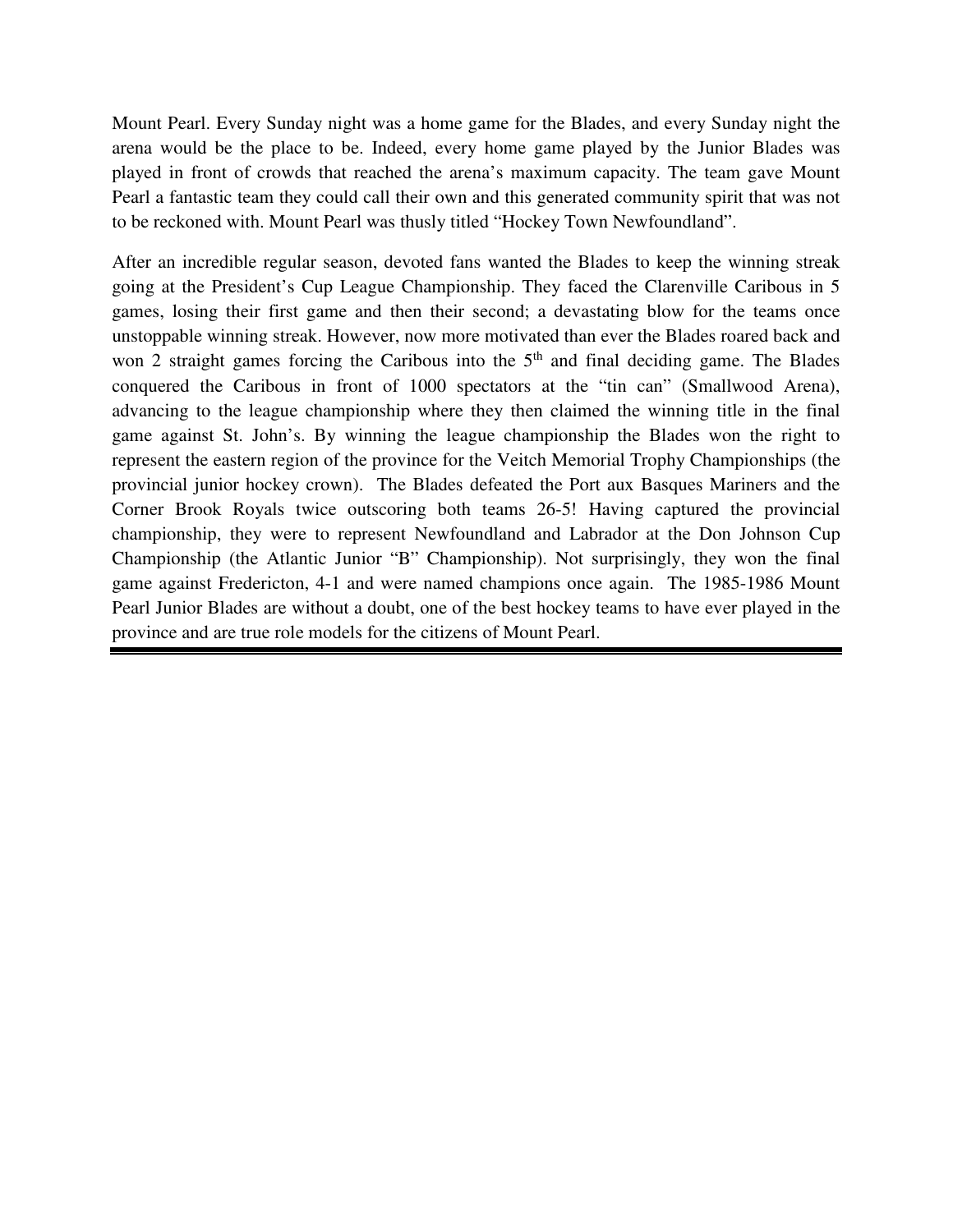Mount Pearl. Every Sunday night was a home game for the Blades, and every Sunday night the arena would be the place to be. Indeed, every home game played by the Junior Blades was played in front of crowds that reached the arena's maximum capacity. The team gave Mount Pearl a fantastic team they could call their own and this generated community spirit that was not to be reckoned with. Mount Pearl was thusly titled "Hockey Town Newfoundland".

After an incredible regular season, devoted fans wanted the Blades to keep the winning streak going at the President's Cup League Championship. They faced the Clarenville Caribous in 5 games, losing their first game and then their second; a devastating blow for the teams once unstoppable winning streak. However, now more motivated than ever the Blades roared back and won 2 straight games forcing the Caribous into the 5th and final deciding game. The Blades conquered the Caribous in front of 1000 spectators at the "tin can" (Smallwood Arena), advancing to the league championship where they then claimed the winning title in the final game against St. John's. By winning the league championship the Blades won the right to represent the eastern region of the province for the Veitch Memorial Trophy Championships (the provincial junior hockey crown). The Blades defeated the Port aux Basques Mariners and the Corner Brook Royals twice outscoring both teams 26-5! Having captured the provincial championship, they were to represent Newfoundland and Labrador at the Don Johnson Cup Championship (the Atlantic Junior "B" Championship). Not surprisingly, they won the final game against Fredericton, 4-1 and were named champions once again. The 1985-1986 Mount Pearl Junior Blades are without a doubt, one of the best hockey teams to have ever played in the province and are true role models for the citizens of Mount Pearl.